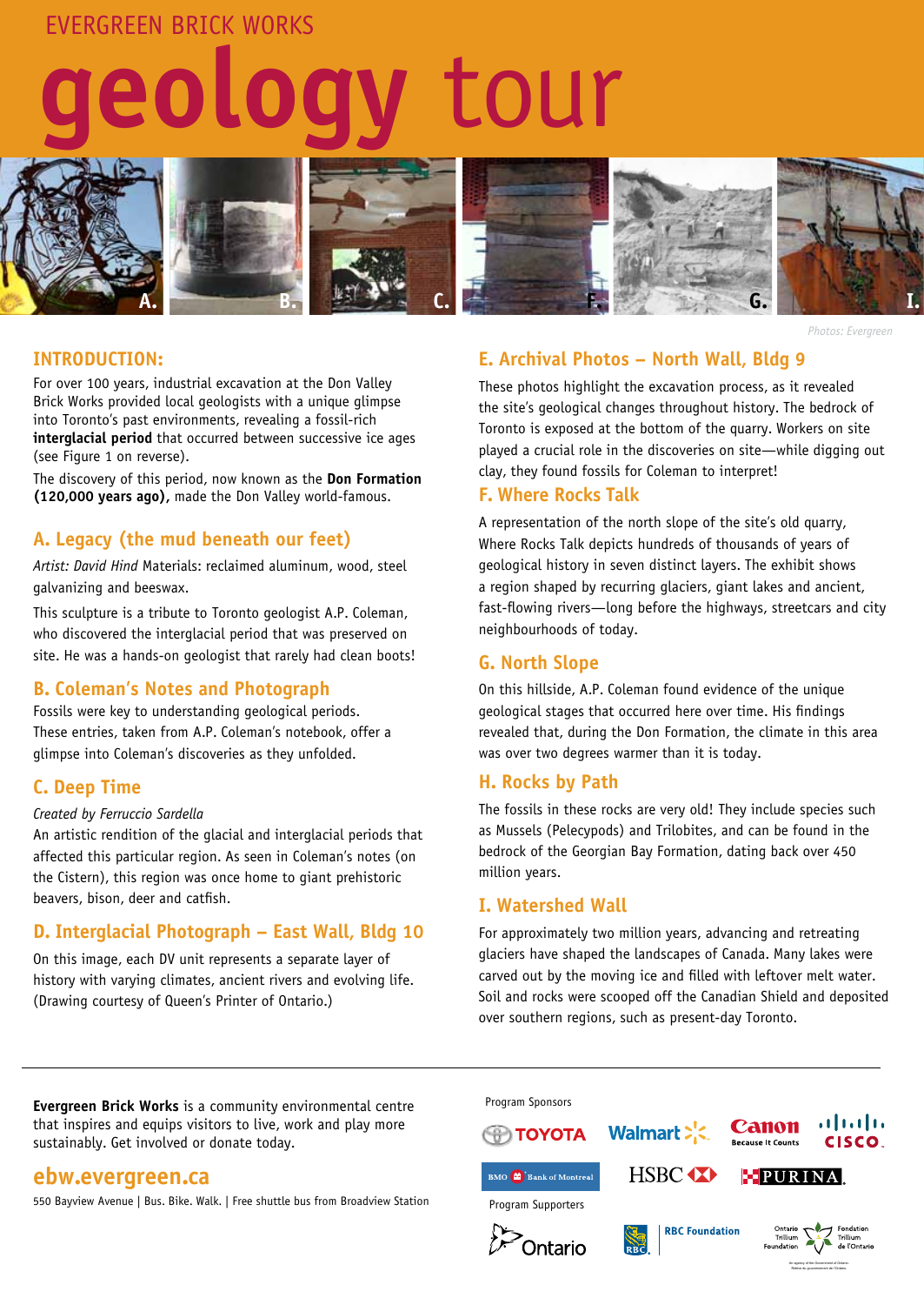EVERGREEN BRICK WORKS

# geology tour

A. B. C. F. G. I.

Photos: Evergreen

## INTRODUCTION:

For over 100 years, industrial excavation at the Don Valley Brick Works provided local geologists with a unique glimpse into Toronto's past environments, revealing a fossil-rich **interglacial period** that occurred between successive ice ages (see Figure 1 on reverse).

The discovery of this period, now known as the **Don Formation (120,000 years ago),** made the Don Valley world-famous.

## A. Legacy (the mud beneath our feet)

*Artist: David Hind* Materials: reclaimed aluminum, wood, steel galvanizing and beeswax.

This sculpture is a tribute to Toronto geologist A.P. Coleman, who discovered the interglacial period that was preserved on site. He was a hands-on geologist that rarely had clean boots!

## B. Coleman's Notes and Photograph

Fossils were key to understanding geological periods. These entries, taken from A.P. Coleman's notebook, offer a glimpse into Coleman's discoveries as they unfolded.

## C. Deep Time

*Created by Ferruccio Sardella*

An artistic rendition of the glacial and interglacial periods that affected this particular region. As seen in Coleman's notes (on the Cistern), this region was once home to giant prehistoric beavers, bison, deer and catfish.

## D. Interglacial Photograph – East Wall, Bldg 10

On this image, each DV unit represents a separate layer of history with varying climates, ancient rivers and evolving life. (Drawing courtesy of Queen's Printer of Ontario.)

## E. Archival Photos – North Wall, Bldg 9

These photos highlight the excavation process, as it revealed the site's geological changes throughout history. The bedrock of Toronto is exposed at the bottom of the quarry. Workers on site played a crucial role in the discoveries on site—while digging out clay, they found fossils for Coleman to interpret!

## F. Where Rocks Talk

A representation of the north slope of the site's old quarry, Where Rocks Talk depicts hundreds of thousands of years of geological history in seven distinct layers. The exhibit shows a region shaped by recurring glaciers, giant lakes and ancient, fast-flowing rivers—long before the highways, streetcars and city neighbourhoods of today.

## G. North Slope

On this hillside, A.P. Coleman found evidence of the unique geological stages that occurred here over time. His findings revealed that, during the Don Formation, the climate in this area was over two degrees warmer than it is today.

## H. Rocks by Path

The fossils in these rocks are very old! They include species such as Mussels (Pelecypods) and Trilobites, and can be found in the bedrock of the Georgian Bay Formation, dating back over 450 million years.

## I. Watershed Wall

For approximately two million years, advancing and retreating glaciers have shaped the landscapes of Canada. Many lakes were carved out by the moving ice and filled with leftover melt water. Soil and rocks were scooped off the Canadian Shield and deposited over southern regions, such as present-day Toronto.

---

**Evergreen Brick Works** is a community environmental centre that inspires and equips visitors to live, work and play more sustainably. Get involved or donate today.

## ebw.evergreen.ca

550 Bayview Avenue | Bus. Bike. Walk. | Free shuttle bus from Broadview Station

Program Sponsors

TOYOTA · Walmart · Canon Because It Counts · CISCO · BMO Bank of Montreal · HSBC · PURINA

Program Supporters

Ontario · RBC Foundation · Ontario Trillium Foundation / Fondation Trillium de l'Ontario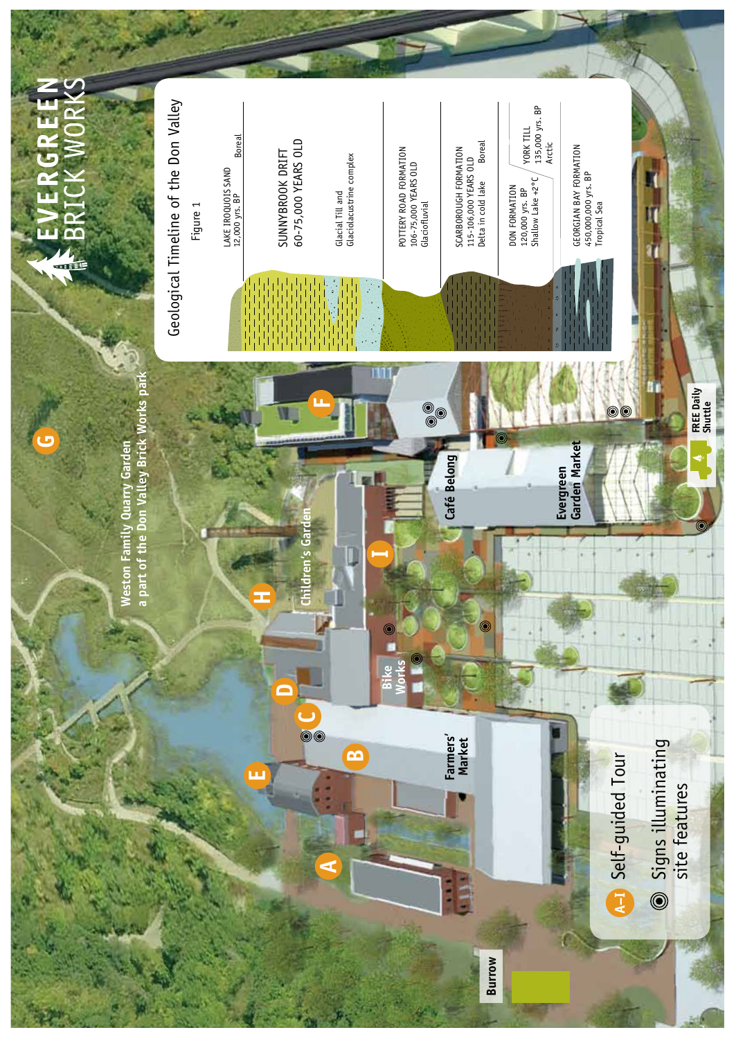# EVERGREEN BRICK WORKS

## Geological Timeline of the Don Valley

Figure 1

LAKE IROQUOIS SAND
12,000 yrs. BP
Boreal

SUNNYBROOK DRIFT
60-75,000 YEARS OLD

Glacial Till and
Glaciolacustrine complex

POTTERY ROAD FORMATION
106-75,000 YEARS OLD
Glaciofluvial

SCARBOROUGH FORMATION
115-106,000 YEARS OLD
Delta in cold lake
Boreal

DON FORMATION
120,000 yrs. BP
Shallow Lake +2°C

YORK TILL
135,000 yrs. BP
Arctic

GEORGIAN BAY FORMATION
450,000,000 yrs. BP
Tropical Sea

Weston Family Quarry Garden
a part of the Don Valley Brick Works park

G

F

H

Children's Garden

I

Café Belong

Evergreen Garden Market

FREE Daily Shuttle

D

C

Bike Works

E

B

Farmers' Market

A

Burrow

A–I Self-guided Tour

◉ Signs illuminating site features